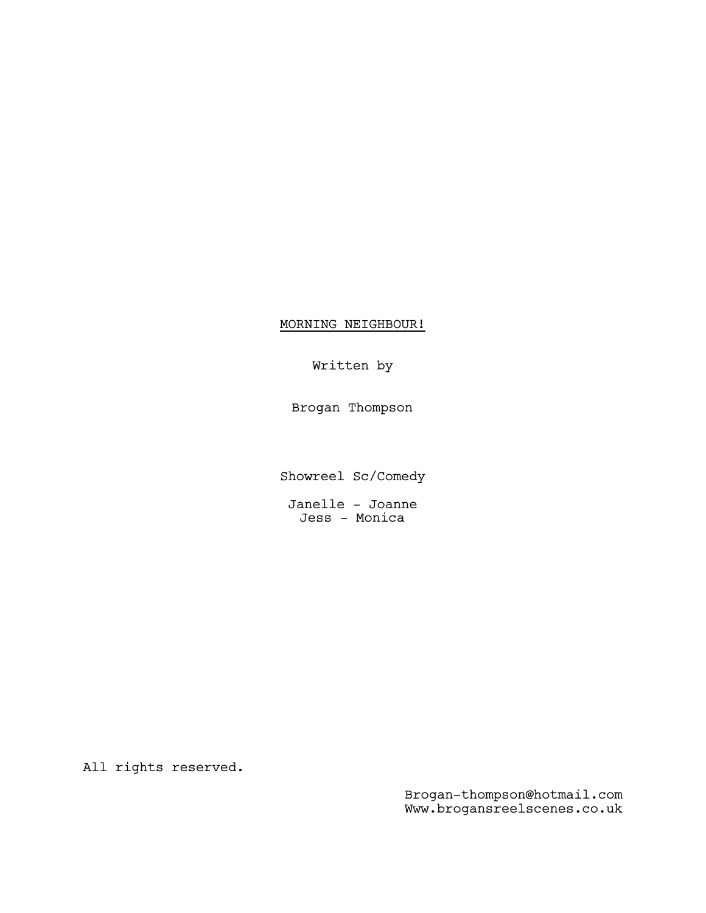# MORNING NEIGHBOUR!

Written by

Brogan Thompson

Showreel Sc/Comedy

Janelle - Joanne
Jess - Monica

All rights reserved.

Brogan-thompson@hotmail.com
Www.brogansreelscenes.co.uk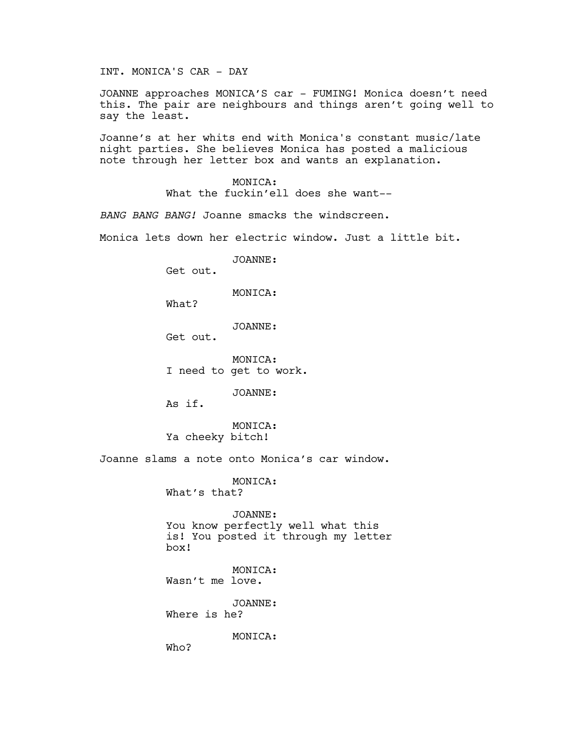INT. MONICA'S CAR - DAY

JOANNE approaches MONICA'S car - FUMING! Monica doesn't need this. The pair are neighbours and things aren't going well to say the least.

Joanne's at her whits end with Monica's constant music/late night parties. She believes Monica has posted a malicious note through her letter box and wants an explanation.

MONICA:
What the fuckin'ell does she want--

*BANG BANG BANG!* Joanne smacks the windscreen.

Monica lets down her electric window. Just a little bit.

JOANNE:
Get out.

MONICA:
What?

JOANNE:
Get out.

MONICA:
I need to get to work.

JOANNE:
As if.

MONICA:
Ya cheeky bitch!

Joanne slams a note onto Monica's car window.

MONICA:
What's that?

JOANNE:
You know perfectly well what this is! You posted it through my letter box!

MONICA:
Wasn't me love.

JOANNE:
Where is he?

MONICA:
Who?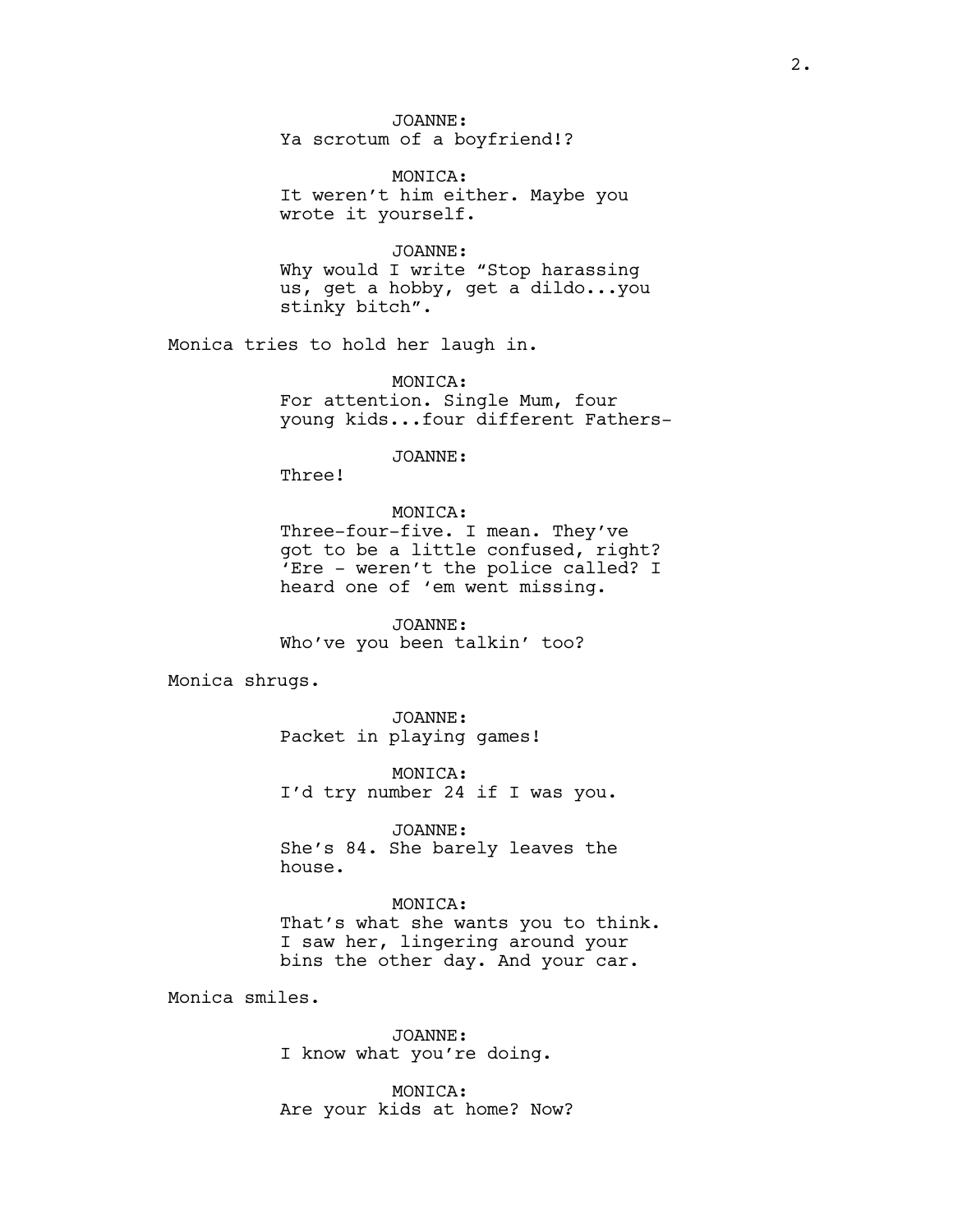JOANNE:
Ya scrotum of a boyfriend!?

MONICA:
It weren't him either. Maybe you wrote it yourself.

JOANNE:
Why would I write "Stop harassing us, get a hobby, get a dildo...you stinky bitch".

Monica tries to hold her laugh in.

MONICA:
For attention. Single Mum, four young kids...four different Fathers-

JOANNE:
Three!

MONICA:
Three-four-five. I mean. They've got to be a little confused, right? 'Ere - weren't the police called? I heard one of 'em went missing.

JOANNE:
Who've you been talkin' too?

Monica shrugs.

JOANNE:
Packet in playing games!

MONICA:
I'd try number 24 if I was you.

JOANNE:
She's 84. She barely leaves the house.

MONICA:
That's what she wants you to think. I saw her, lingering around your bins the other day. And your car.

Monica smiles.

JOANNE:
I know what you're doing.

MONICA:
Are your kids at home? Now?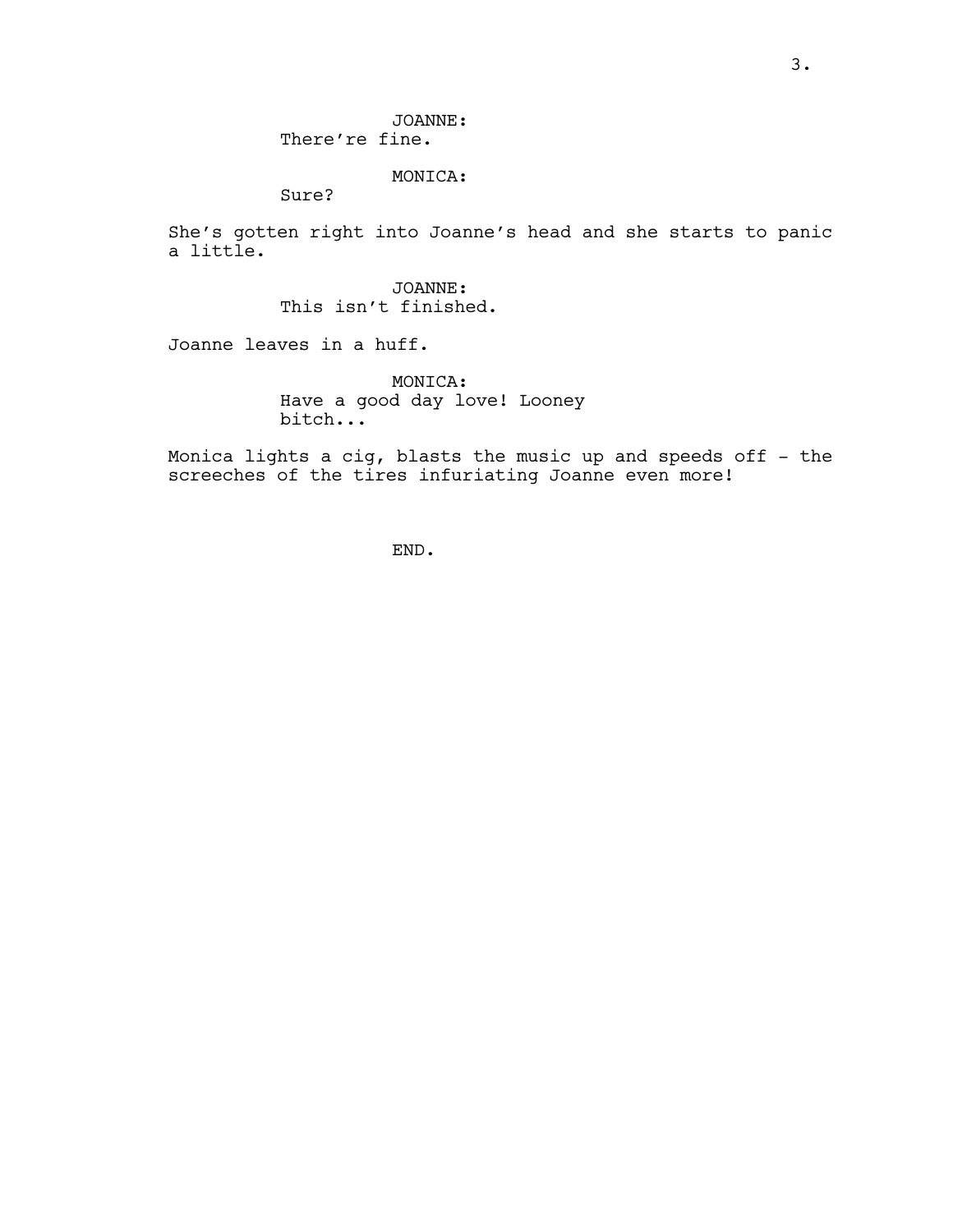JOANNE:
There're fine.

MONICA:
Sure?

She's gotten right into Joanne's head and she starts to panic a little.

JOANNE:
This isn't finished.

Joanne leaves in a huff.

MONICA:
Have a good day love! Looney bitch...

Monica lights a cig, blasts the music up and speeds off - the screeches of the tires infuriating Joanne even more!

END.